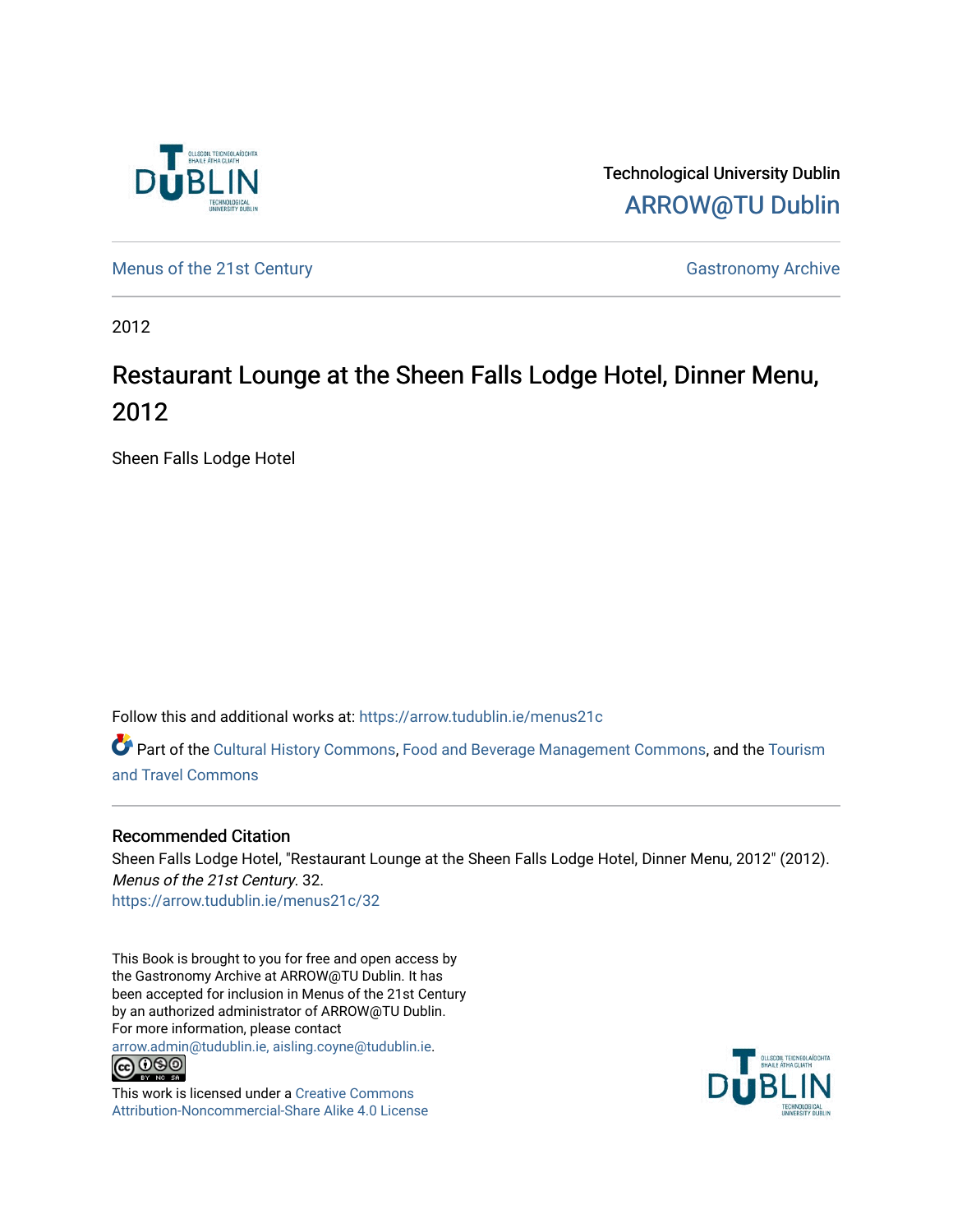Technological University Dublin

ARROW@TU Dublin

Menus of the 21st Century

Gastronomy Archive

2012

# Restaurant Lounge at the Sheen Falls Lodge Hotel, Dinner Menu, 2012

Sheen Falls Lodge Hotel

Follow this and additional works at: https://arrow.tudublin.ie/menus21c

Part of the Cultural History Commons, Food and Beverage Management Commons, and the Tourism and Travel Commons

## Recommended Citation

Sheen Falls Lodge Hotel, "Restaurant Lounge at the Sheen Falls Lodge Hotel, Dinner Menu, 2012" (2012). *Menus of the 21st Century*. 32.
https://arrow.tudublin.ie/menus21c/32

This Book is brought to you for free and open access by the Gastronomy Archive at ARROW@TU Dublin. It has been accepted for inclusion in Menus of the 21st Century by an authorized administrator of ARROW@TU Dublin. For more information, please contact arrow.admin@tudublin.ie, aisling.coyne@tudublin.ie.

This work is licensed under a Creative Commons Attribution-Noncommercial-Share Alike 4.0 License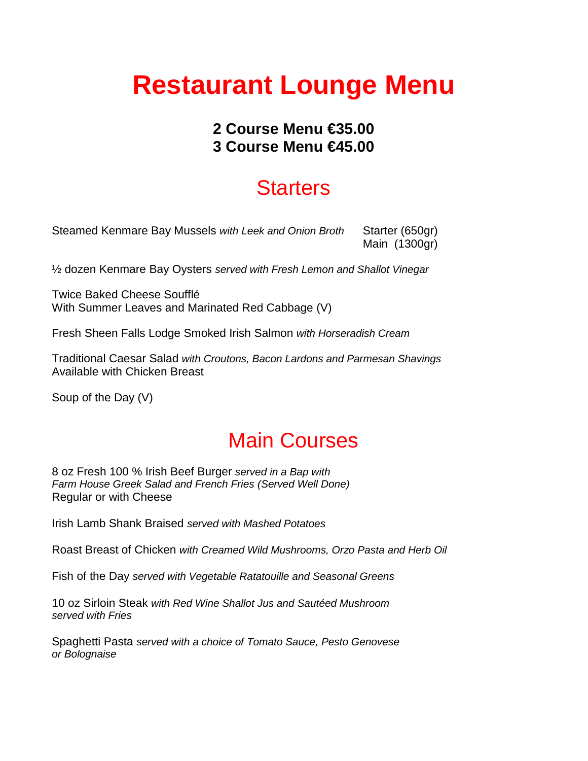# Restaurant Lounge Menu

**2 Course Menu €35.00**
**3 Course Menu €45.00**

## Starters

Steamed Kenmare Bay Mussels *with Leek and Onion Broth* — Starter (650gr) / Main (1300gr)

½ dozen Kenmare Bay Oysters *served with Fresh Lemon and Shallot Vinegar*

Twice Baked Cheese Soufflé
With Summer Leaves and Marinated Red Cabbage (V)

Fresh Sheen Falls Lodge Smoked Irish Salmon *with Horseradish Cream*

Traditional Caesar Salad *with Croutons, Bacon Lardons and Parmesan Shavings*
Available with Chicken Breast

Soup of the Day (V)

## Main Courses

8 oz Fresh 100 % Irish Beef Burger *served in a Bap with Farm House Greek Salad and French Fries (Served Well Done)*
Regular or with Cheese

Irish Lamb Shank Braised *served with Mashed Potatoes*

Roast Breast of Chicken *with Creamed Wild Mushrooms, Orzo Pasta and Herb Oil*

Fish of the Day *served with Vegetable Ratatouille and Seasonal Greens*

10 oz Sirloin Steak *with Red Wine Shallot Jus and Sautéed Mushroom served with Fries*

Spaghetti Pasta *served with a choice of Tomato Sauce, Pesto Genovese or Bolognaise*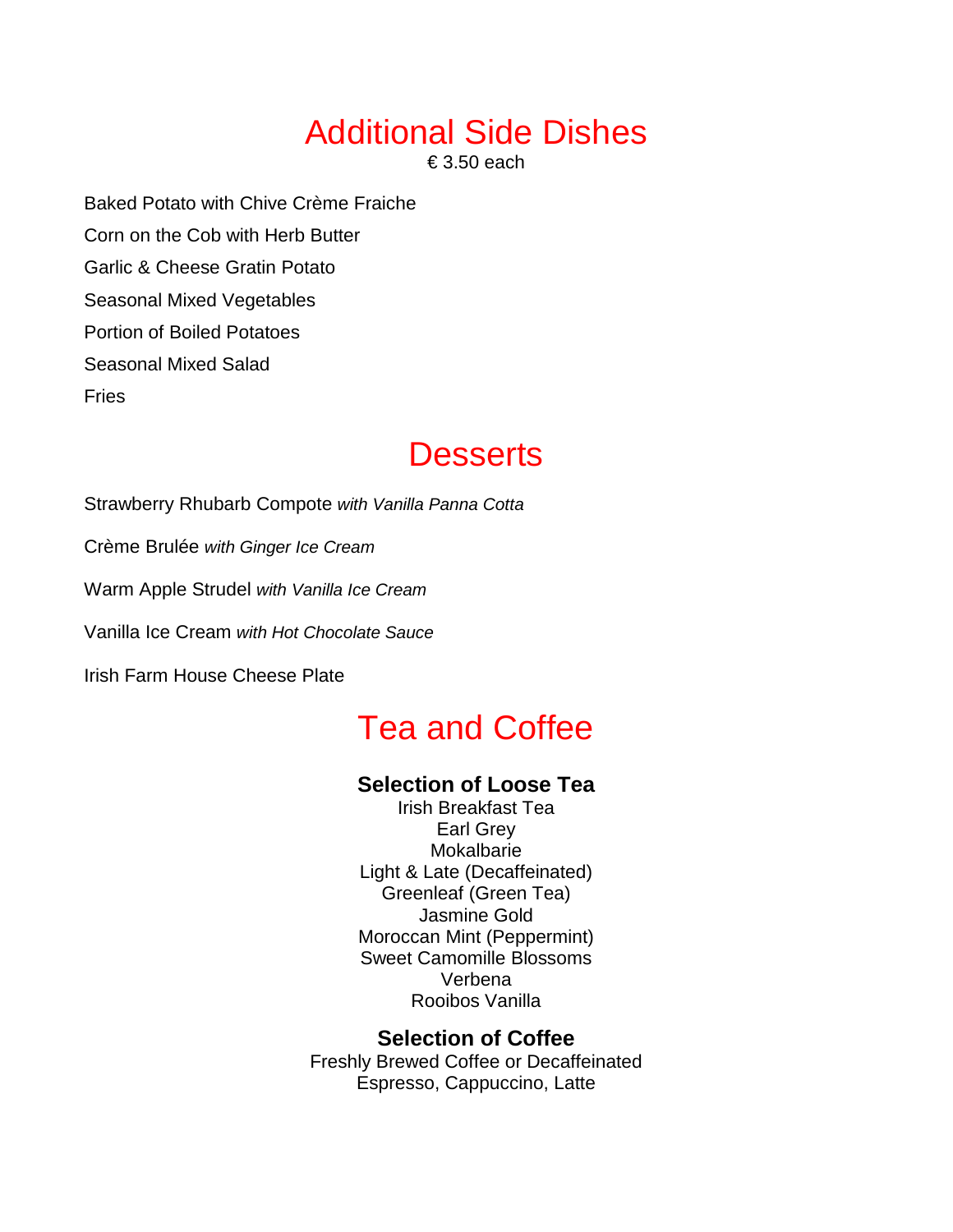# Additional Side Dishes

€ 3.50 each

Baked Potato with Chive Crème Fraiche

Corn on the Cob with Herb Butter

Garlic & Cheese Gratin Potato

Seasonal Mixed Vegetables

Portion of Boiled Potatoes

Seasonal Mixed Salad

Fries

# Desserts

Strawberry Rhubarb Compote *with Vanilla Panna Cotta*

Crème Brulée *with Ginger Ice Cream*

Warm Apple Strudel *with Vanilla Ice Cream*

Vanilla Ice Cream *with Hot Chocolate Sauce*

Irish Farm House Cheese Plate

# Tea and Coffee

**Selection of Loose Tea**

Irish Breakfast Tea
Earl Grey
Mokalbarie
Light & Late (Decaffeinated)
Greenleaf (Green Tea)
Jasmine Gold
Moroccan Mint (Peppermint)
Sweet Camomille Blossoms
Verbena
Rooibos Vanilla

**Selection of Coffee**

Freshly Brewed Coffee or Decaffeinated
Espresso, Cappuccino, Latte